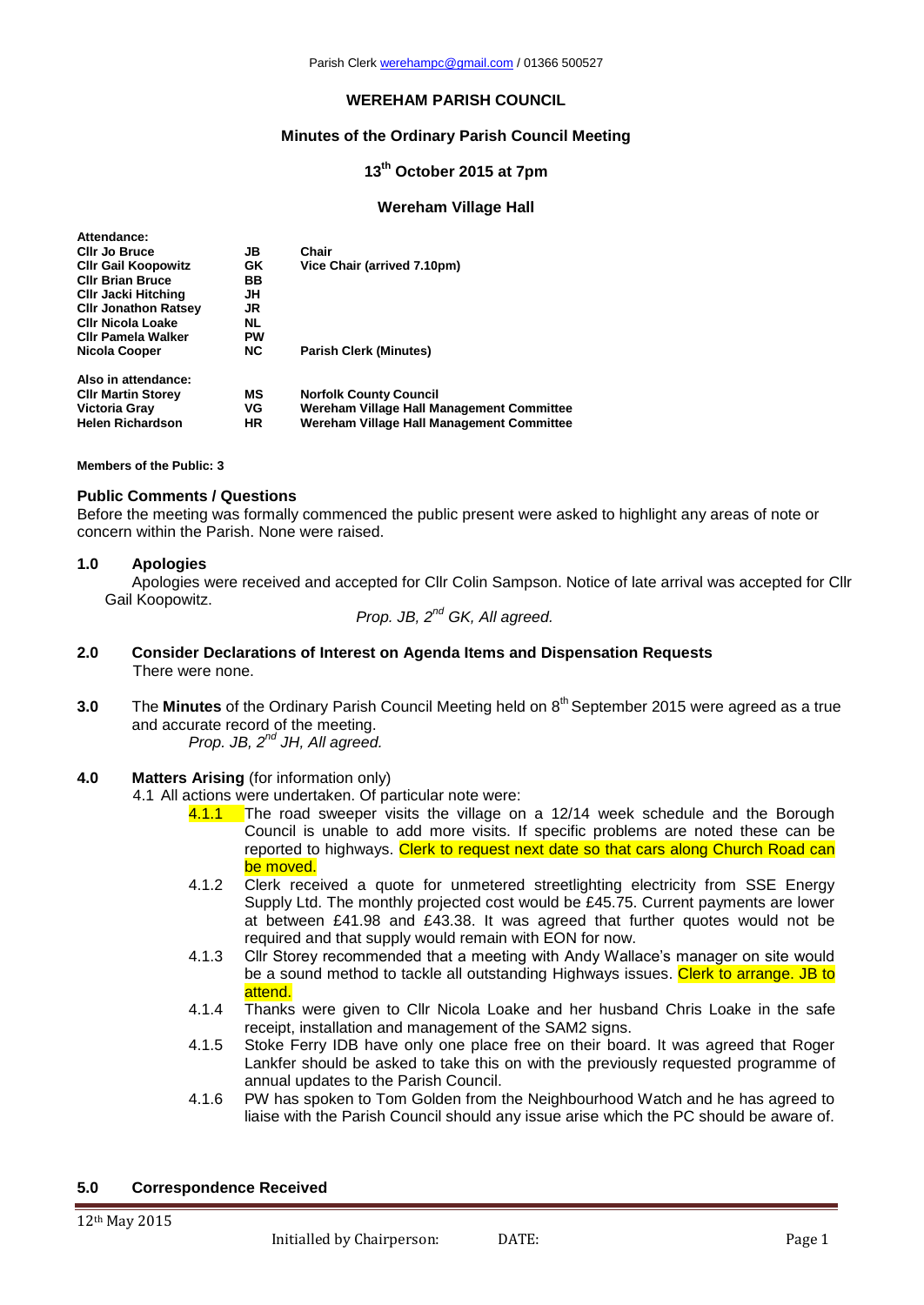# WEREHAM PARISH COUNCIL

## Minutes of the Ordinary Parish Council Meeting

## 13th October 2015 at 7pm

## Wereham Village Hall

| **Attendance:** | | |
|---|---|---|
| **Cllr Jo Bruce** | **JB** | **Chair** |
| **Cllr Gail Koopowitz** | **GK** | **Vice Chair (arrived 7.10pm)** |
| **Cllr Brian Bruce** | **BB** | |
| **Cllr Jacki Hitching** | **JH** | |
| **Cllr Jonathon Ratsey** | **JR** | |
| **Cllr Nicola Loake** | **NL** | |
| **Cllr Pamela Walker** | **PW** | |
| **Nicola Cooper** | **NC** | **Parish Clerk (Minutes)** |
| **Also in attendance:** | | |
| **Cllr Martin Storey** | **MS** | **Norfolk County Council** |
| **Victoria Gray** | **VG** | **Wereham Village Hall Management Committee** |
| **Helen Richardson** | **HR** | **Wereham Village Hall Management Committee** |

**Members of the Public: 3**

### Public Comments / Questions

Before the meeting was formally commenced the public present were asked to highlight any areas of note or concern within the Parish. None were raised.

### 1.0 Apologies

Apologies were received and accepted for Cllr Colin Sampson. Notice of late arrival was accepted for Cllr Gail Koopowitz.

*Prop. JB, 2nd GK, All agreed.*

### 2.0 Consider Declarations of Interest on Agenda Items and Dispensation Requests

There were none.

**3.0** The **Minutes** of the Ordinary Parish Council Meeting held on 8th September 2015 were agreed as a true and accurate record of the meeting.

*Prop. JB, 2nd JH, All agreed.*

### 4.0 Matters Arising (for information only)

4.1 All actions were undertaken. Of particular note were:

- 4.1.1 The road sweeper visits the village on a 12/14 week schedule and the Borough Council is unable to add more visits. If specific problems are noted these can be reported to highways. Clerk to request next date so that cars along Church Road can be moved.
- 4.1.2 Clerk received a quote for unmetered streetlighting electricity from SSE Energy Supply Ltd. The monthly projected cost would be £45.75. Current payments are lower at between £41.98 and £43.38. It was agreed that further quotes would not be required and that supply would remain with EON for now.
- 4.1.3 Cllr Storey recommended that a meeting with Andy Wallace's manager on site would be a sound method to tackle all outstanding Highways issues. Clerk to arrange. JB to attend.
- 4.1.4 Thanks were given to Cllr Nicola Loake and her husband Chris Loake in the safe receipt, installation and management of the SAM2 signs.
- 4.1.5 Stoke Ferry IDB have only one place free on their board. It was agreed that Roger Lankfer should be asked to take this on with the previously requested programme of annual updates to the Parish Council.
- 4.1.6 PW has spoken to Tom Golden from the Neighbourhood Watch and he has agreed to liaise with the Parish Council should any issue arise which the PC should be aware of.

### 5.0 Correspondence Received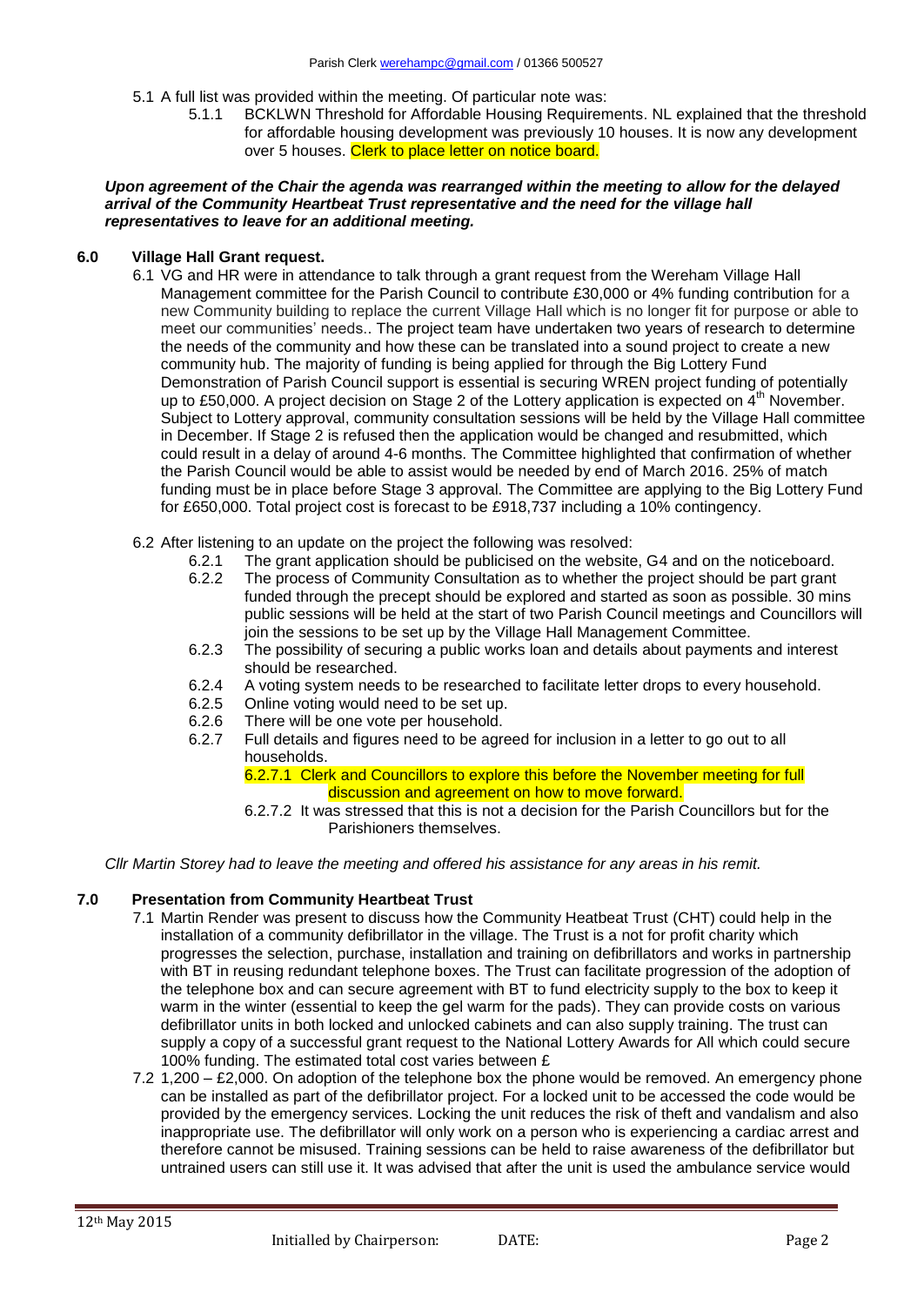5.1 A full list was provided within the meeting. Of particular note was:

5.1.1 BCKLWN Threshold for Affordable Housing Requirements. NL explained that the threshold for affordable housing development was previously 10 houses. It is now any development over 5 houses. Clerk to place letter on notice board.

***Upon agreement of the Chair the agenda was rearranged within the meeting to allow for the delayed arrival of the Community Heartbeat Trust representative and the need for the village hall representatives to leave for an additional meeting.***

## 6.0 Village Hall Grant request.

6.1 VG and HR were in attendance to talk through a grant request from the Wereham Village Hall Management committee for the Parish Council to contribute £30,000 or 4% funding contribution for a new Community building to replace the current Village Hall which is no longer fit for purpose or able to meet our communities' needs.. The project team have undertaken two years of research to determine the needs of the community and how these can be translated into a sound project to create a new community hub. The majority of funding is being applied for through the Big Lottery Fund Demonstration of Parish Council support is essential is securing WREN project funding of potentially up to £50,000. A project decision on Stage 2 of the Lottery application is expected on 4th November. Subject to Lottery approval, community consultation sessions will be held by the Village Hall committee in December. If Stage 2 is refused then the application would be changed and resubmitted, which could result in a delay of around 4-6 months. The Committee highlighted that confirmation of whether the Parish Council would be able to assist would be needed by end of March 2016. 25% of match funding must be in place before Stage 3 approval. The Committee are applying to the Big Lottery Fund for £650,000. Total project cost is forecast to be £918,737 including a 10% contingency.

6.2 After listening to an update on the project the following was resolved:

6.2.1 The grant application should be publicised on the website, G4 and on the noticeboard.

6.2.2 The process of Community Consultation as to whether the project should be part grant funded through the precept should be explored and started as soon as possible. 30 mins public sessions will be held at the start of two Parish Council meetings and Councillors will join the sessions to be set up by the Village Hall Management Committee.

6.2.3 The possibility of securing a public works loan and details about payments and interest should be researched.

6.2.4 A voting system needs to be researched to facilitate letter drops to every household.

6.2.5 Online voting would need to be set up.

6.2.6 There will be one vote per household.

6.2.7 Full details and figures need to be agreed for inclusion in a letter to go out to all households.

6.2.7.1 Clerk and Councillors to explore this before the November meeting for full discussion and agreement on how to move forward.

6.2.7.2 It was stressed that this is not a decision for the Parish Councillors but for the Parishioners themselves.

*Cllr Martin Storey had to leave the meeting and offered his assistance for any areas in his remit.*

## 7.0 Presentation from Community Heartbeat Trust

7.1 Martin Render was present to discuss how the Community Heatbeat Trust (CHT) could help in the installation of a community defibrillator in the village. The Trust is a not for profit charity which progresses the selection, purchase, installation and training on defibrillators and works in partnership with BT in reusing redundant telephone boxes. The Trust can facilitate progression of the adoption of the telephone box and can secure agreement with BT to fund electricity supply to the box to keep it warm in the winter (essential to keep the gel warm for the pads). They can provide costs on various defibrillator units in both locked and unlocked cabinets and can also supply training. The trust can supply a copy of a successful grant request to the National Lottery Awards for All which could secure 100% funding. The estimated total cost varies between £

7.2 1,200 – £2,000. On adoption of the telephone box the phone would be removed. An emergency phone can be installed as part of the defibrillator project. For a locked unit to be accessed the code would be provided by the emergency services. Locking the unit reduces the risk of theft and vandalism and also inappropriate use. The defibrillator will only work on a person who is experiencing a cardiac arrest and therefore cannot be misused. Training sessions can be held to raise awareness of the defibrillator but untrained users can still use it. It was advised that after the unit is used the ambulance service would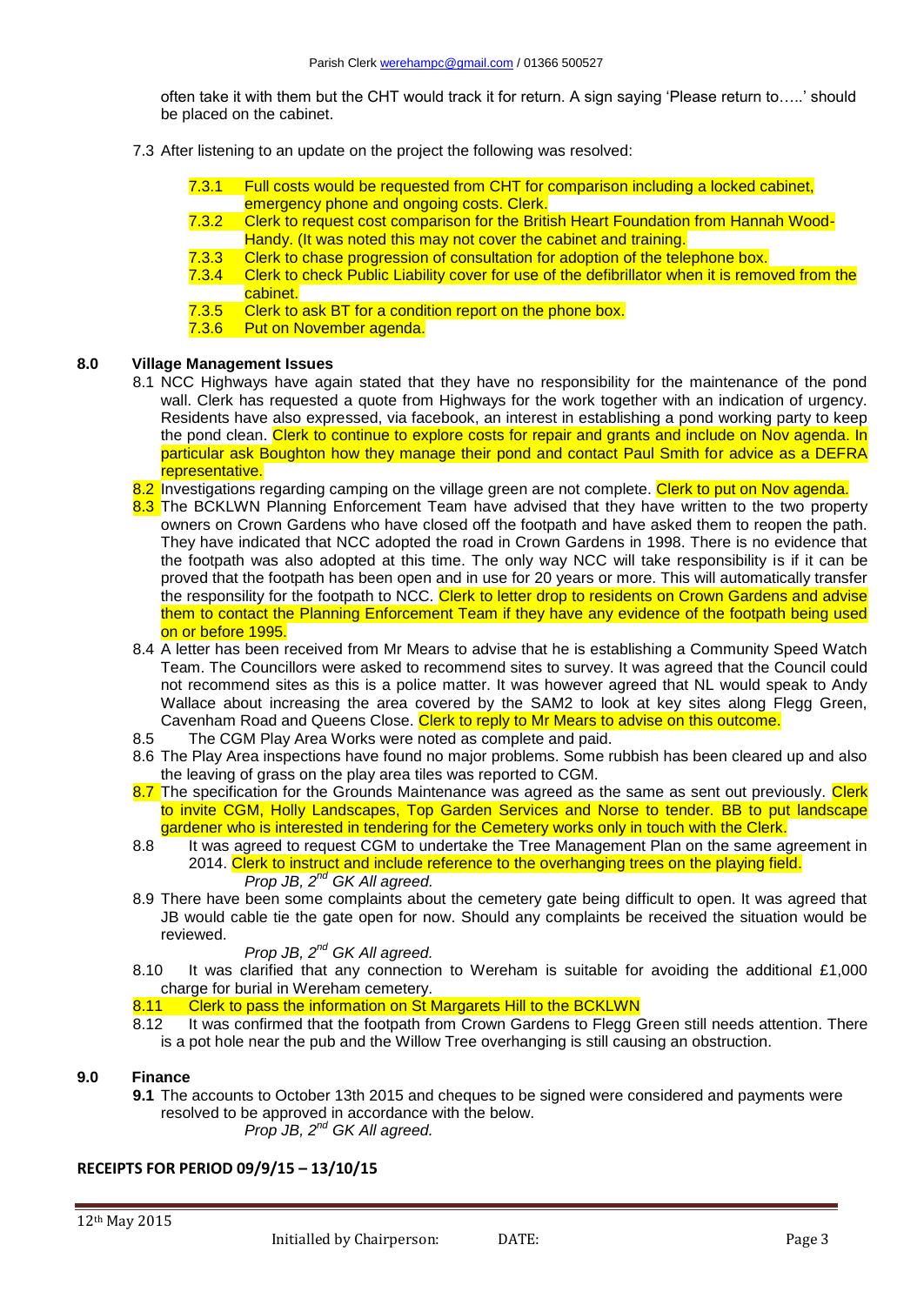often take it with them but the CHT would track it for return. A sign saying 'Please return to…..' should be placed on the cabinet.

7.3 After listening to an update on the project the following was resolved:

- 7.3.1 Full costs would be requested from CHT for comparison including a locked cabinet, emergency phone and ongoing costs. Clerk.
- 7.3.2 Clerk to request cost comparison for the British Heart Foundation from Hannah Wood-Handy. (It was noted this may not cover the cabinet and training.
- 7.3.3 Clerk to chase progression of consultation for adoption of the telephone box.
- 7.3.4 Clerk to check Public Liability cover for use of the defibrillator when it is removed from the cabinet.
- 7.3.5 Clerk to ask BT for a condition report on the phone box.
- 7.3.6 Put on November agenda.

## 8.0 Village Management Issues

8.1 NCC Highways have again stated that they have no responsibility for the maintenance of the pond wall. Clerk has requested a quote from Highways for the work together with an indication of urgency. Residents have also expressed, via facebook, an interest in establishing a pond working party to keep the pond clean. Clerk to continue to explore costs for repair and grants and include on Nov agenda. In particular ask Boughton how they manage their pond and contact Paul Smith for advice as a DEFRA representative.

8.2 Investigations regarding camping on the village green are not complete. Clerk to put on Nov agenda.

8.3 The BCKLWN Planning Enforcement Team have advised that they have written to the two property owners on Crown Gardens who have closed off the footpath and have asked them to reopen the path. They have indicated that NCC adopted the road in Crown Gardens in 1998. There is no evidence that the footpath was also adopted at this time. The only way NCC will take responsibility is if it can be proved that the footpath has been open and in use for 20 years or more. This will automatically transfer the responsibility for the footpath to NCC. Clerk to letter drop to residents on Crown Gardens and advise them to contact the Planning Enforcement Team if they have any evidence of the footpath being used on or before 1995.

8.4 A letter has been received from Mr Mears to advise that he is establishing a Community Speed Watch Team. The Councillors were asked to recommend sites to survey. It was agreed that the Council could not recommend sites as this is a police matter. It was however agreed that NL would speak to Andy Wallace about increasing the area covered by the SAM2 to look at key sites along Flegg Green, Cavenham Road and Queens Close. Clerk to reply to Mr Mears to advise on this outcome.

8.5 The CGM Play Area Works were noted as complete and paid.

8.6 The Play Area inspections have found no major problems. Some rubbish has been cleared up and also the leaving of grass on the play area tiles was reported to CGM.

8.7 The specification for the Grounds Maintenance was agreed as the same as sent out previously. Clerk to invite CGM, Holly Landscapes, Top Garden Services and Norse to tender. BB to put landscape gardener who is interested in tendering for the Cemetery works only in touch with the Clerk.

8.8 It was agreed to request CGM to undertake the Tree Management Plan on the same agreement in 2014. Clerk to instruct and include reference to the overhanging trees on the playing field.

*Prop JB, 2nd GK All agreed.*

8.9 There have been some complaints about the cemetery gate being difficult to open. It was agreed that JB would cable tie the gate open for now. Should any complaints be received the situation would be reviewed.

*Prop JB, 2nd GK All agreed.*

8.10 It was clarified that any connection to Wereham is suitable for avoiding the additional £1,000 charge for burial in Wereham cemetery.

8.11 Clerk to pass the information on St Margarets Hill to the BCKLWN

8.12 It was confirmed that the footpath from Crown Gardens to Flegg Green still needs attention. There is a pot hole near the pub and the Willow Tree overhanging is still causing an obstruction.

## 9.0 Finance

**9.1** The accounts to October 13th 2015 and cheques to be signed were considered and payments were resolved to be approved in accordance with the below.

*Prop JB, 2nd GK All agreed.*

**RECEIPTS FOR PERIOD 09/9/15 – 13/10/15**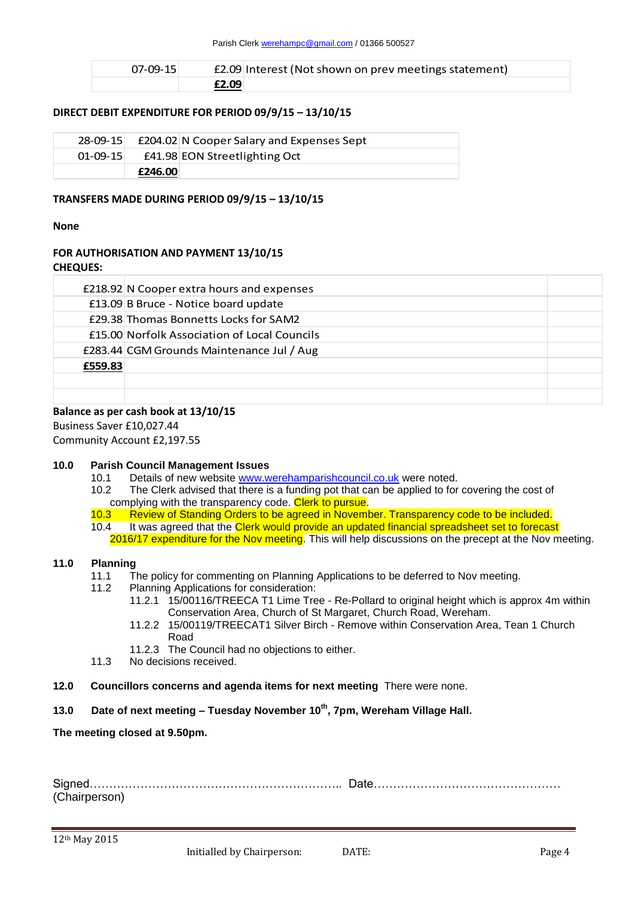| | | |
|---|---|---|
| 07-09-15 | £2.09 | Interest (Not shown on prev meetings statement) |
| | **£2.09** | |

**DIRECT DEBIT EXPENDITURE FOR PERIOD 09/9/15 – 13/10/15**

| | | |
|---|---|---|
| 28-09-15 | £204.02 | N Cooper Salary and Expenses Sept |
| 01-09-15 | £41.98 | EON Streetlighting Oct |
| | **£246.00** | |

**TRANSFERS MADE DURING PERIOD 09/9/15 – 13/10/15**

**None**

**FOR AUTHORISATION AND PAYMENT 13/10/15**
**CHEQUES:**

| | | |
|---|---|---|
| £218.92 | N Cooper extra hours and expenses | |
| £13.09 | B Bruce - Notice board update | |
| £29.38 | Thomas Bonnetts Locks for SAM2 | |
| £15.00 | Norfolk Association of Local Councils | |
| £283.44 | CGM Grounds Maintenance Jul / Aug | |
| **£559.83** | | |
| | | |
| | | |

**Balance as per cash book at 13/10/15**
Business Saver £10,027.44
Community Account £2,197.55

**10.0 Parish Council Management Issues**

10.1 Details of new website www.werehamparishcouncil.co.uk were noted.
10.2 The Clerk advised that there is a funding pot that can be applied to for covering the cost of complying with the transparency code. Clerk to pursue.
10.3 Review of Standing Orders to be agreed in November. Transparency code to be included.
10.4 It was agreed that the Clerk would provide an updated financial spreadsheet set to forecast 2016/17 expenditure for the Nov meeting. This will help discussions on the precept at the Nov meeting.

**11.0 Planning**

11.1 The policy for commenting on Planning Applications to be deferred to Nov meeting.
11.2 Planning Applications for consideration:
11.2.1 15/00116/TREECA T1 Lime Tree - Re-Pollard to original height which is approx 4m within Conservation Area, Church of St Margaret, Church Road, Wereham.
11.2.2 15/00119/TREECAT1 Silver Birch - Remove within Conservation Area, Tean 1 Church Road
11.2.3 The Council had no objections to either.
11.3 No decisions received.

**12.0 Councillors concerns and agenda items for next meeting** There were none.

**13.0 Date of next meeting – Tuesday November 10th, 7pm, Wereham Village Hall.**

**The meeting closed at 9.50pm.**

Signed………………………………………………………….. Date…………………………………………
(Chairperson)

Initialled by Chairperson: DATE: